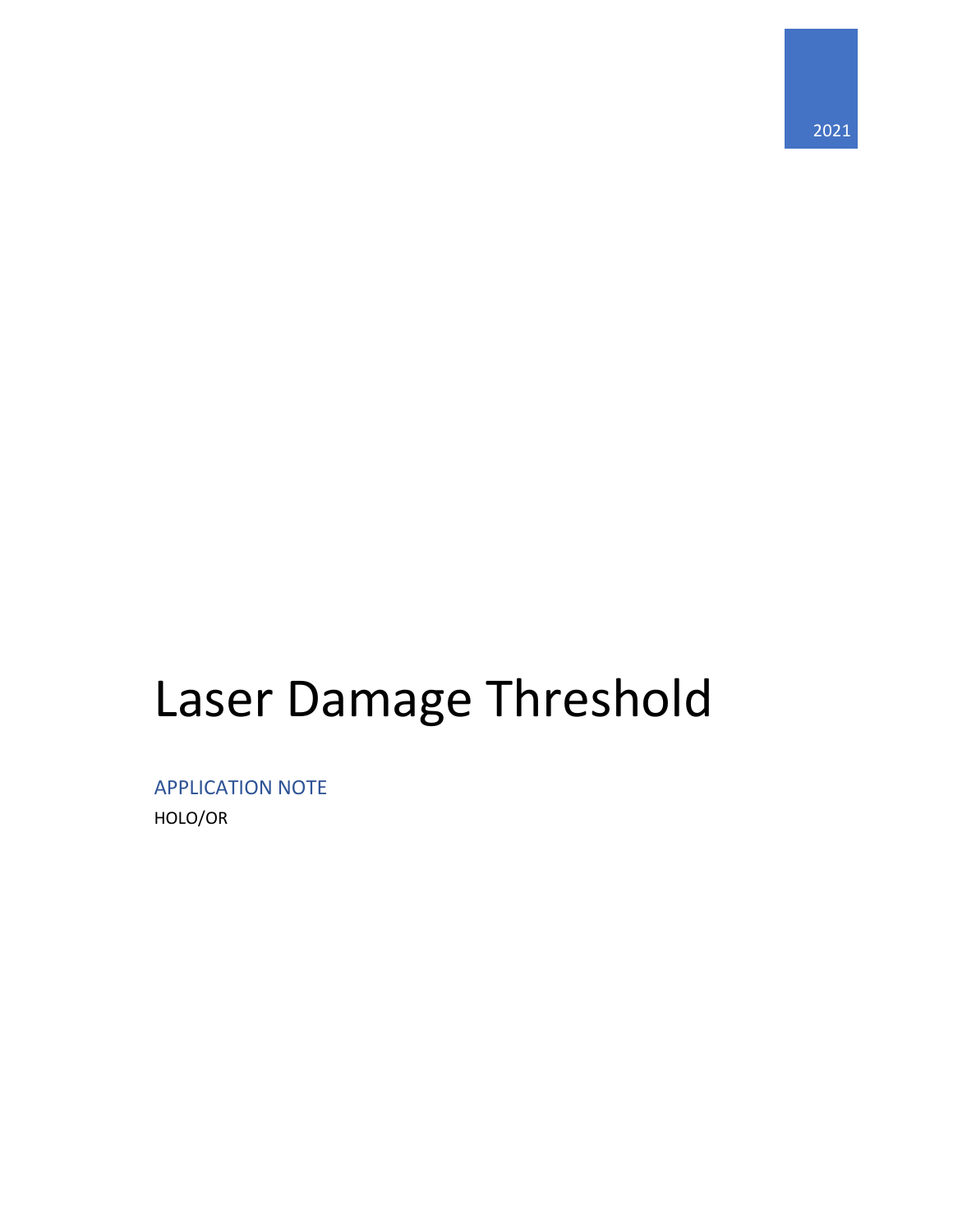2021

# Laser Damage Threshold

APPLICATION NOTE

HOLO/OR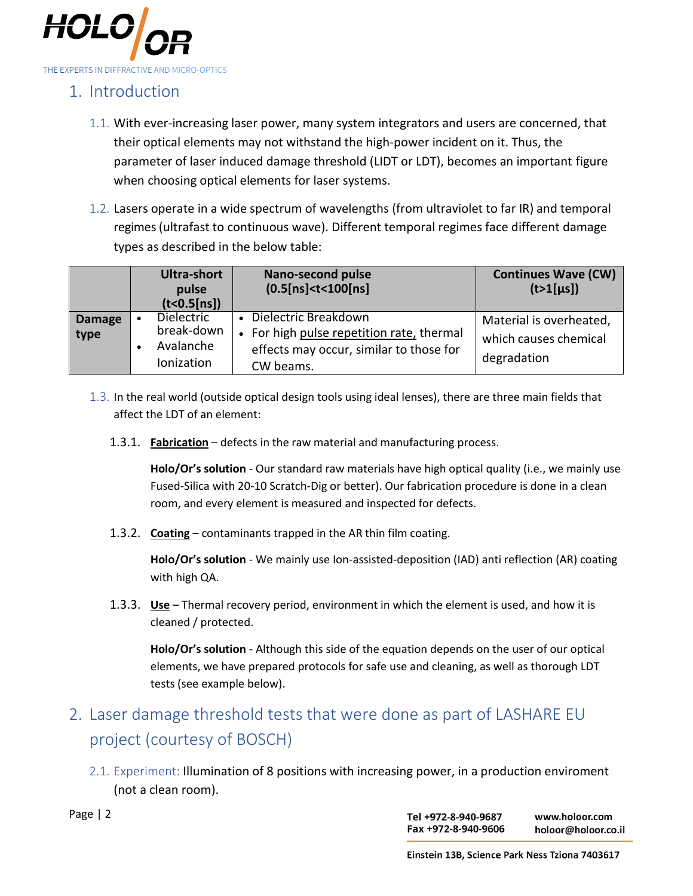## 1. Introduction

1.1. With ever-increasing laser power, many system integrators and users are concerned, that their optical elements may not withstand the high-power incident on it. Thus, the parameter of laser induced damage threshold (LIDT or LDT), becomes an important figure when choosing optical elements for laser systems.

1.2. Lasers operate in a wide spectrum of wavelengths (from ultraviolet to far IR) and temporal regimes (ultrafast to continuous wave). Different temporal regimes face different damage types as described in the below table:

| | Ultra-short pulse (t<0.5[ns]) | Nano-second pulse (0.5[ns]<t<100[ns] | Continues Wave (CW) (t>1[µs]) |
|---|---|---|---|
| **Damage type** | • Dielectric break-down<br>• Avalanche Ionization | • Dielectric Breakdown<br>• For high pulse repetition rate, thermal effects may occur, similar to those for CW beams. | Material is overheated, which causes chemical degradation |

1.3. In the real world (outside optical design tools using ideal lenses), there are three main fields that affect the LDT of an element:

1.3.1. **Fabrication** – defects in the raw material and manufacturing process.

**Holo/Or's solution** - Our standard raw materials have high optical quality (i.e., we mainly use Fused-Silica with 20-10 Scratch-Dig or better). Our fabrication procedure is done in a clean room, and every element is measured and inspected for defects.

1.3.2. **Coating** – contaminants trapped in the AR thin film coating.

**Holo/Or's solution** - We mainly use Ion-assisted-deposition (IAD) anti reflection (AR) coating with high QA.

1.3.3. **Use** – Thermal recovery period, environment in which the element is used, and how it is cleaned / protected.

**Holo/Or's solution** - Although this side of the equation depends on the user of our optical elements, we have prepared protocols for safe use and cleaning, as well as thorough LDT tests (see example below).

## 2. Laser damage threshold tests that were done as part of LASHARE EU project (courtesy of BOSCH)

2.1. Experiment: Illumination of 8 positions with increasing power, in a production enviroment (not a clean room).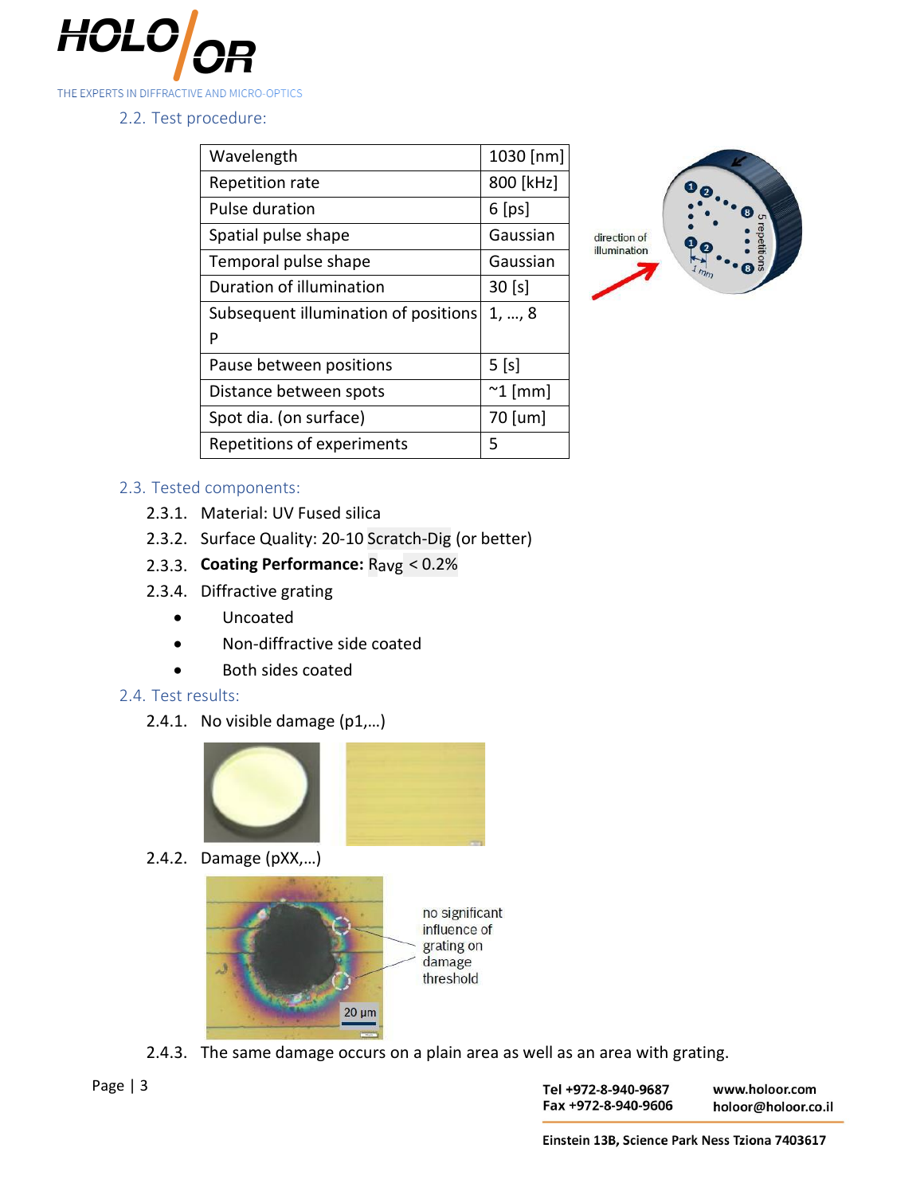## 2.2. Test procedure:

| Wavelength | 1030 [nm] |
|---|---|
| Repetition rate | 800 [kHz] |
| Pulse duration | 6 [ps] |
| Spatial pulse shape | Gaussian |
| Temporal pulse shape | Gaussian |
| Duration of illumination | 30 [s] |
| Subsequent illumination of positions P | 1, …, 8 |
| Pause between positions | 5 [s] |
| Distance between spots | ~1 [mm] |
| Spot dia. (on surface) | 70 [um] |
| Repetitions of experiments | 5 |

## 2.3. Tested components:

2.3.1. Material: UV Fused silica

2.3.2. Surface Quality: 20-10 Scratch-Dig (or better)

2.3.3. **Coating Performance:** $R_{avg}$ < 0.2%

2.3.4. Diffractive grating

- Uncoated
- Non-diffractive side coated
- Both sides coated

## 2.4. Test results:

2.4.1. No visible damage (p1,…)

2.4.2. Damage (pXX,…)

no significant influence of grating on damage threshold

2.4.3. The same damage occurs on a plain area as well as an area with grating.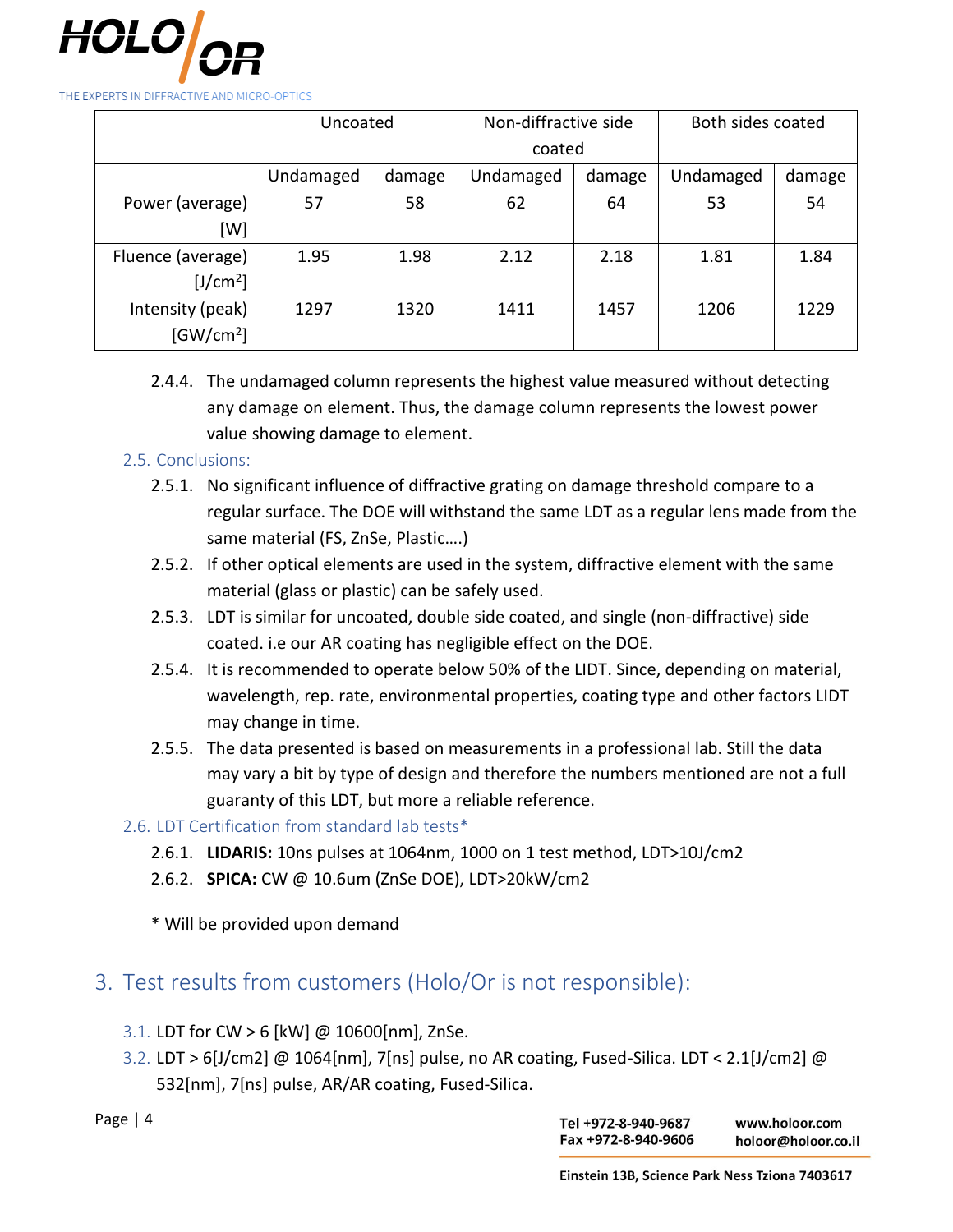| | Uncoated | | Non-diffractive side coated | | Both sides coated | |
|---|---|---|---|---|---|---|
| | Undamaged | damage | Undamaged | damage | Undamaged | damage |
| Power (average) [W] | 57 | 58 | 62 | 64 | 53 | 54 |
| Fluence (average) [J/cm$^2$] | 1.95 | 1.98 | 2.12 | 2.18 | 1.81 | 1.84 |
| Intensity (peak) [GW/cm$^2$] | 1297 | 1320 | 1411 | 1457 | 1206 | 1229 |

2.4.4. The undamaged column represents the highest value measured without detecting any damage on element. Thus, the damage column represents the lowest power value showing damage to element.

### 2.5. Conclusions:

2.5.1. No significant influence of diffractive grating on damage threshold compare to a regular surface. The DOE will withstand the same LDT as a regular lens made from the same material (FS, ZnSe, Plastic….)

2.5.2. If other optical elements are used in the system, diffractive element with the same material (glass or plastic) can be safely used.

2.5.3. LDT is similar for uncoated, double side coated, and single (non-diffractive) side coated. i.e our AR coating has negligible effect on the DOE.

2.5.4. It is recommended to operate below 50% of the LIDT. Since, depending on material, wavelength, rep. rate, environmental properties, coating type and other factors LIDT may change in time.

2.5.5. The data presented is based on measurements in a professional lab. Still the data may vary a bit by type of design and therefore the numbers mentioned are not a full guaranty of this LDT, but more a reliable reference.

### 2.6. LDT Certification from standard lab tests*

2.6.1. **LIDARIS:** 10ns pulses at 1064nm, 1000 on 1 test method, LDT>10J/cm2

2.6.2. **SPICA:** CW @ 10.6um (ZnSe DOE), LDT>20kW/cm2

\* Will be provided upon demand

## 3. Test results from customers (Holo/Or is not responsible):

3.1. LDT for CW > 6 [kW] @ 10600[nm], ZnSe.

3.2. LDT > 6[J/cm2] @ 1064[nm], 7[ns] pulse, no AR coating, Fused-Silica. LDT < 2.1[J/cm2] @ 532[nm], 7[ns] pulse, AR/AR coating, Fused-Silica.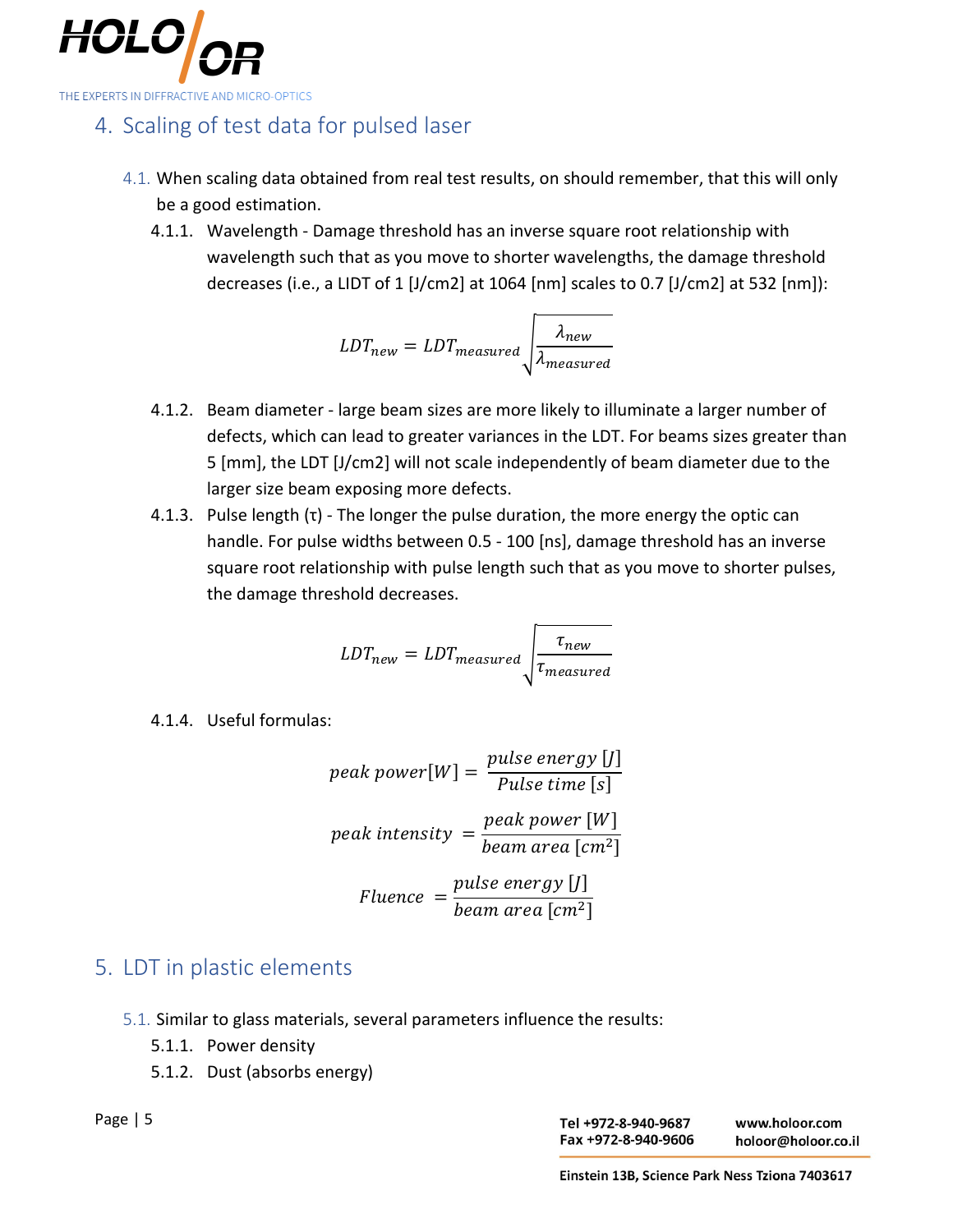## 4. Scaling of test data for pulsed laser

4.1. When scaling data obtained from real test results, on should remember, that this will only be a good estimation.

4.1.1. Wavelength - Damage threshold has an inverse square root relationship with wavelength such that as you move to shorter wavelengths, the damage threshold decreases (i.e., a LIDT of 1 [J/cm2] at 1064 [nm] scales to 0.7 [J/cm2] at 532 [nm]):

$$LDT_{new} = LDT_{measured}\sqrt{\frac{\lambda_{new}}{\lambda_{measured}}}$$

4.1.2. Beam diameter - large beam sizes are more likely to illuminate a larger number of defects, which can lead to greater variances in the LDT. For beams sizes greater than 5 [mm], the LDT [J/cm2] will not scale independently of beam diameter due to the larger size beam exposing more defects.

4.1.3. Pulse length (τ) - The longer the pulse duration, the more energy the optic can handle. For pulse widths between 0.5 - 100 [ns], damage threshold has an inverse square root relationship with pulse length such that as you move to shorter pulses, the damage threshold decreases.

$$LDT_{new} = LDT_{measured}\sqrt{\frac{\tau_{new}}{\tau_{measured}}}$$

4.1.4. Useful formulas:

$$peak\ power[W] = \frac{pulse\ energy\ [J]}{Pulse\ time\ [s]}$$

$$peak\ intensity\ = \frac{peak\ power\ [W]}{beam\ area\ [cm^2]}$$

$$Fluence\ = \frac{pulse\ energy\ [J]}{beam\ area\ [cm^2]}$$

## 5. LDT in plastic elements

5.1. Similar to glass materials, several parameters influence the results:

5.1.1. Power density

5.1.2. Dust (absorbs energy)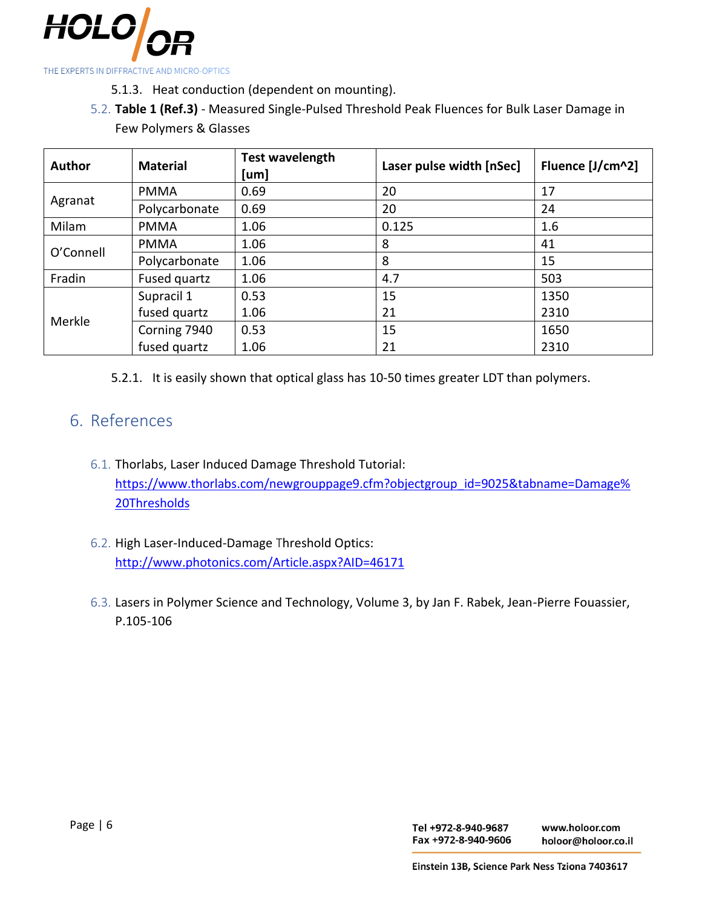5.1.3. Heat conduction (dependent on mounting).

5.2. **Table 1 (Ref.3)** - Measured Single-Pulsed Threshold Peak Fluences for Bulk Laser Damage in Few Polymers & Glasses

| Author | Material | Test wavelength [um] | Laser pulse width [nSec] | Fluence [J/cm^2] |
|---|---|---|---|---|
| Agranat | PMMA | 0.69 | 20 | 17 |
| | Polycarbonate | 0.69 | 20 | 24 |
| Milam | PMMA | 1.06 | 0.125 | 1.6 |
| O'Connell | PMMA | 1.06 | 8 | 41 |
| | Polycarbonate | 1.06 | 8 | 15 |
| Fradin | Fused quartz | 1.06 | 4.7 | 503 |
| Merkle | Supracil 1 fused quartz | 0.53 | 15 | 1350 |
| | | 1.06 | 21 | 2310 |
| | Corning 7940 fused quartz | 0.53 | 15 | 1650 |
| | | 1.06 | 21 | 2310 |

5.2.1. It is easily shown that optical glass has 10-50 times greater LDT than polymers.

## 6. References

6.1. Thorlabs, Laser Induced Damage Threshold Tutorial: https://www.thorlabs.com/newgrouppage9.cfm?objectgroup_id=9025&tabname=Damage%20Thresholds

6.2. High Laser-Induced-Damage Threshold Optics: http://www.photonics.com/Article.aspx?AID=46171

6.3. Lasers in Polymer Science and Technology, Volume 3, by Jan F. Rabek, Jean-Pierre Fouassier, P.105-106